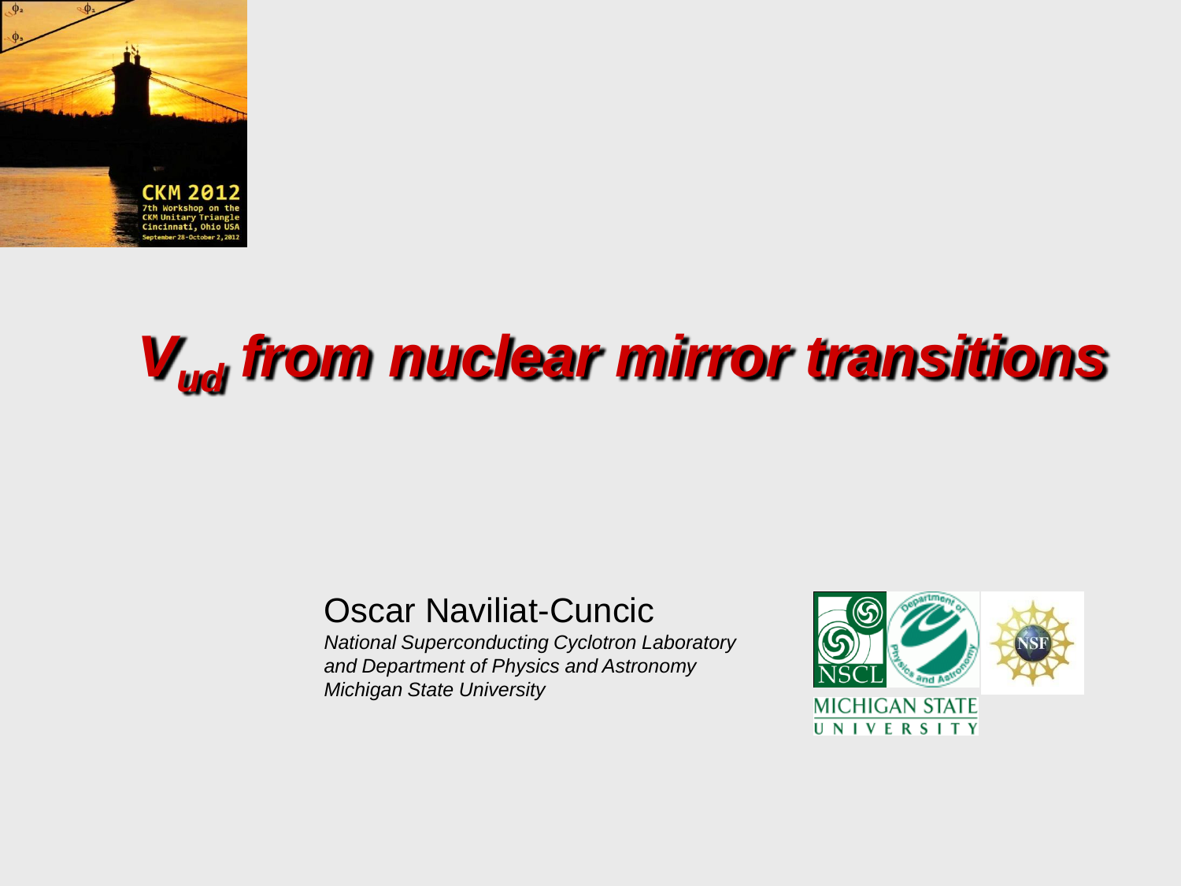# $V_{ud}$ from nuclear mirror transitions

Oscar Naviliat-Cuncic

*National Superconducting Cyclotron Laboratory and Department of Physics and Astronomy Michigan State University*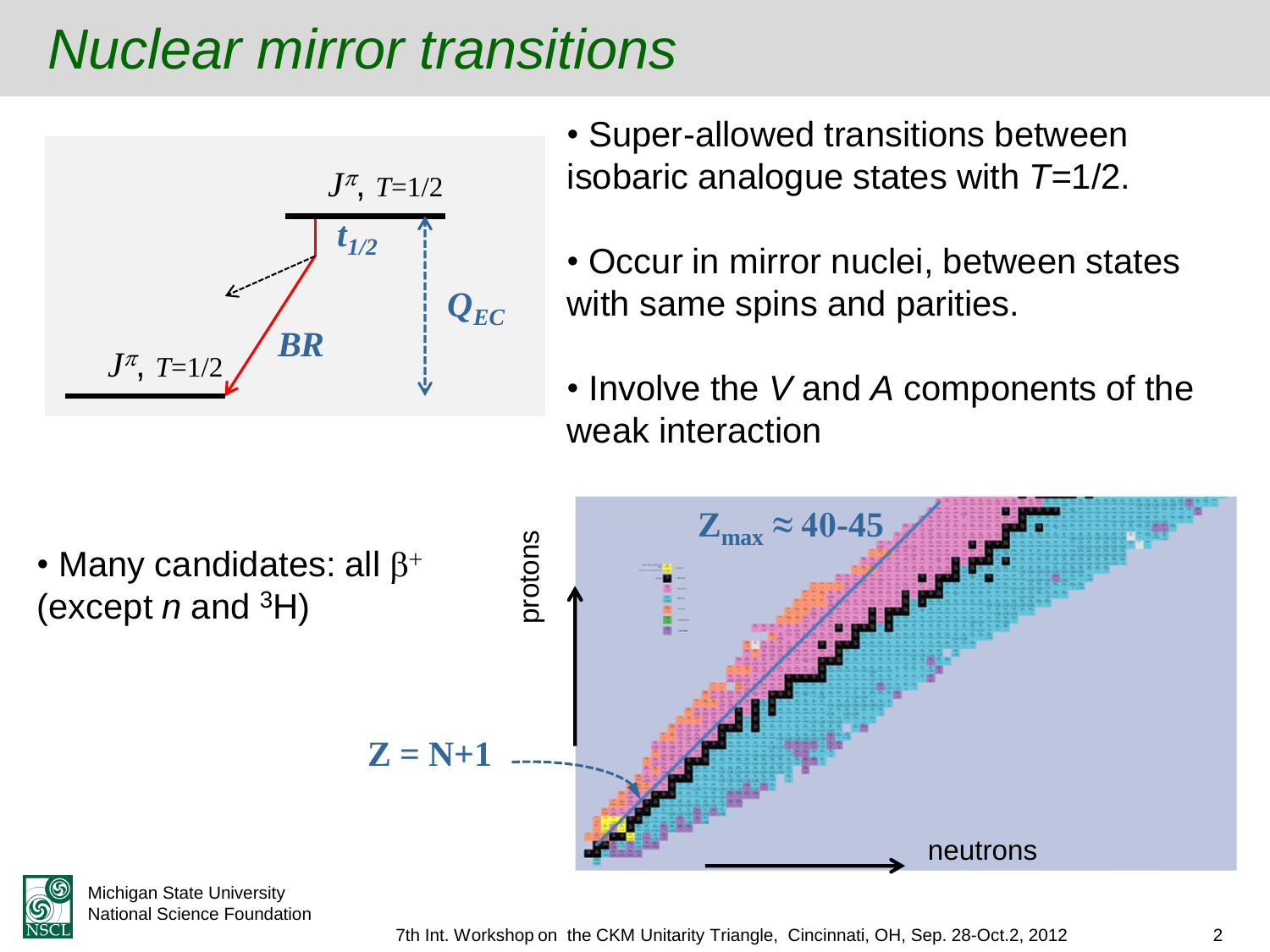# Nuclear mirror transitions

$J^{\pi}$, $T$=1/2

$t_{1/2}$

$Q_{EC}$

$BR$

$J^{\pi}$, $T$=1/2

- Super-allowed transitions between isobaric analogue states with $T$=1/2.
- Occur in mirror nuclei, between states with same spins and parities.
- Involve the $V$ and $A$ components of the weak interaction
- Many candidates: all $\beta^{+}$ (except $n$ and $^{3}$H)

protons

$Z_{max} \approx$ 40-45

Z = N+1

neutrons

Michigan State University
National Science Foundation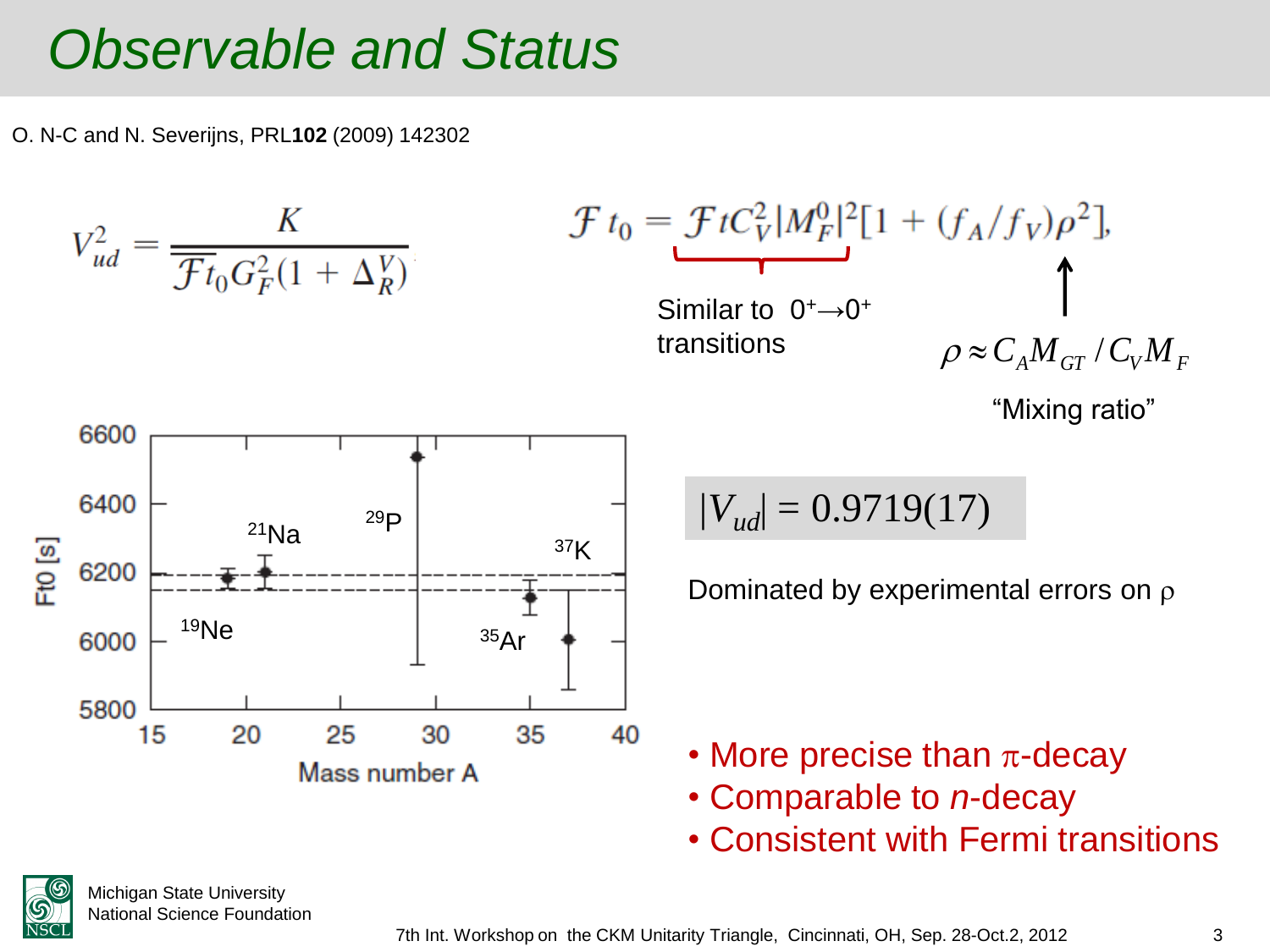# Observable and Status

O. N-C and N. Severijns, PRL**102** (2009) 142302

$$V_{ud}^2 = \frac{K}{\overline{\mathcal{F}t_0} G_F^2 (1 + \Delta_R^V)}$$

$$\mathcal{F}t_0 = \mathcal{F}t C_V^2 |M_F^0|^2 [1 + (f_A/f_V)\rho^2],$$

Similar to $0^+ \rightarrow 0^+$ transitions

$$\rho \approx C_A M_{GT} / C_V M_F$$

"Mixing ratio"

Ft0 [s]

6600
6400
6200
6000
5800

15
20
25
30
35
40

Mass number A

$^{19}$Ne
$^{21}$Na
$^{29}$P
$^{35}$Ar
$^{37}$K

$$|V_{ud}| = 0.9719(17)$$

Dominated by experimental errors on $\rho$

- More precise than $\pi$-decay
- Comparable to *n*-decay
- Consistent with Fermi transitions

Michigan State University
National Science Foundation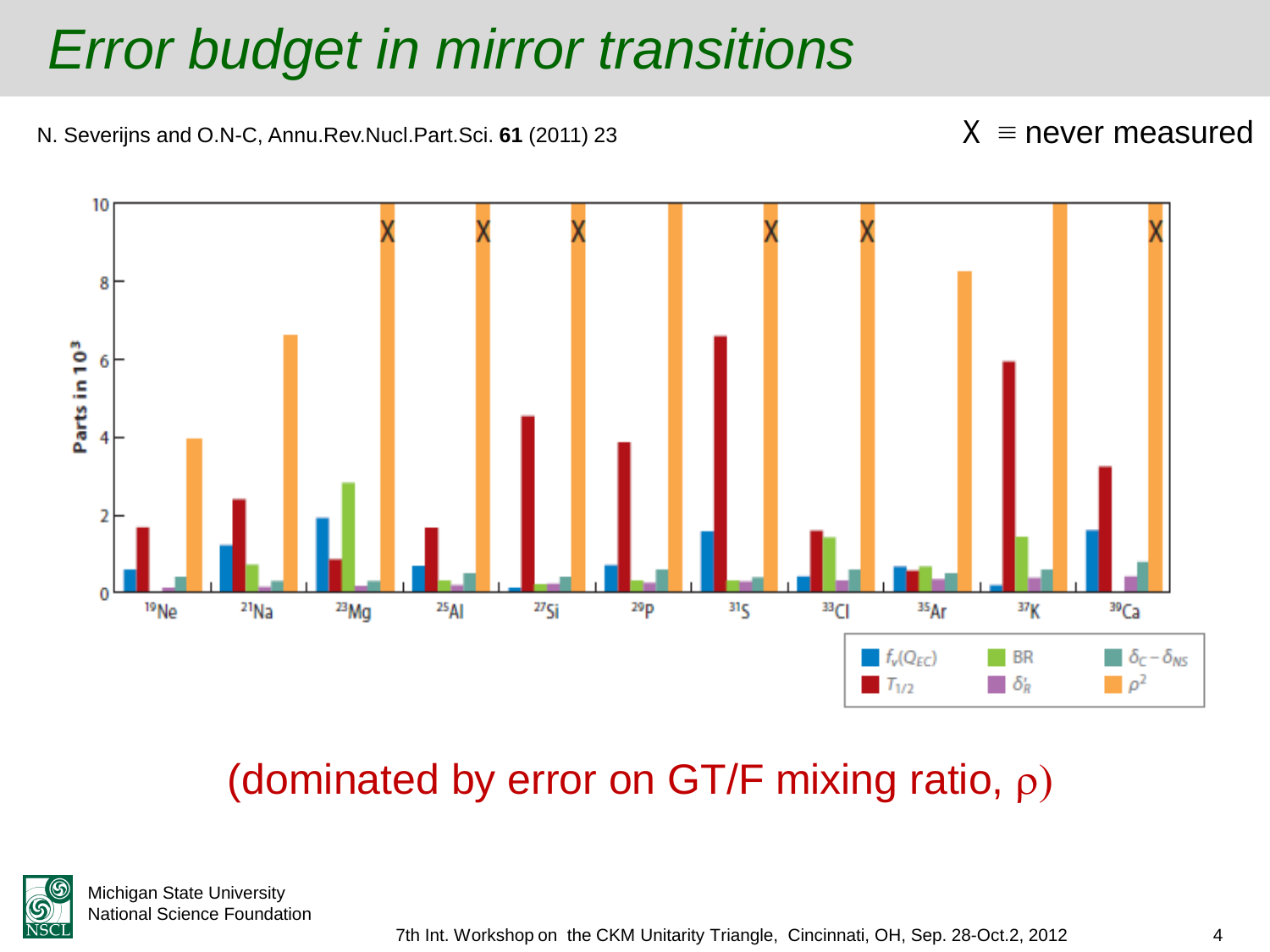# Error budget in mirror transitions

N. Severijns and O.N-C, Annu.Rev.Nucl.Part.Sci. **61** (2011) 23

X ≡ never measured

Parts in $10^3$

10
8
6
4
2
0

X X X X X X

$^{19}$Ne $^{21}$Na $^{23}$Mg $^{25}$Al $^{27}$Si $^{29}$P $^{31}$S $^{33}$Cl $^{35}$Ar $^{37}$K $^{39}$Ca

$f_v(Q_{EC})$
$T_{1/2}$
BR
$\delta_R'$
$\delta_C - \delta_{NS}$
$\rho^2$

(dominated by error on GT/F mixing ratio, $\rho$)

Michigan State University
National Science Foundation

7th Int. Workshop on the CKM Unitarity Triangle, Cincinnati, OH, Sep. 28-Oct.2, 2012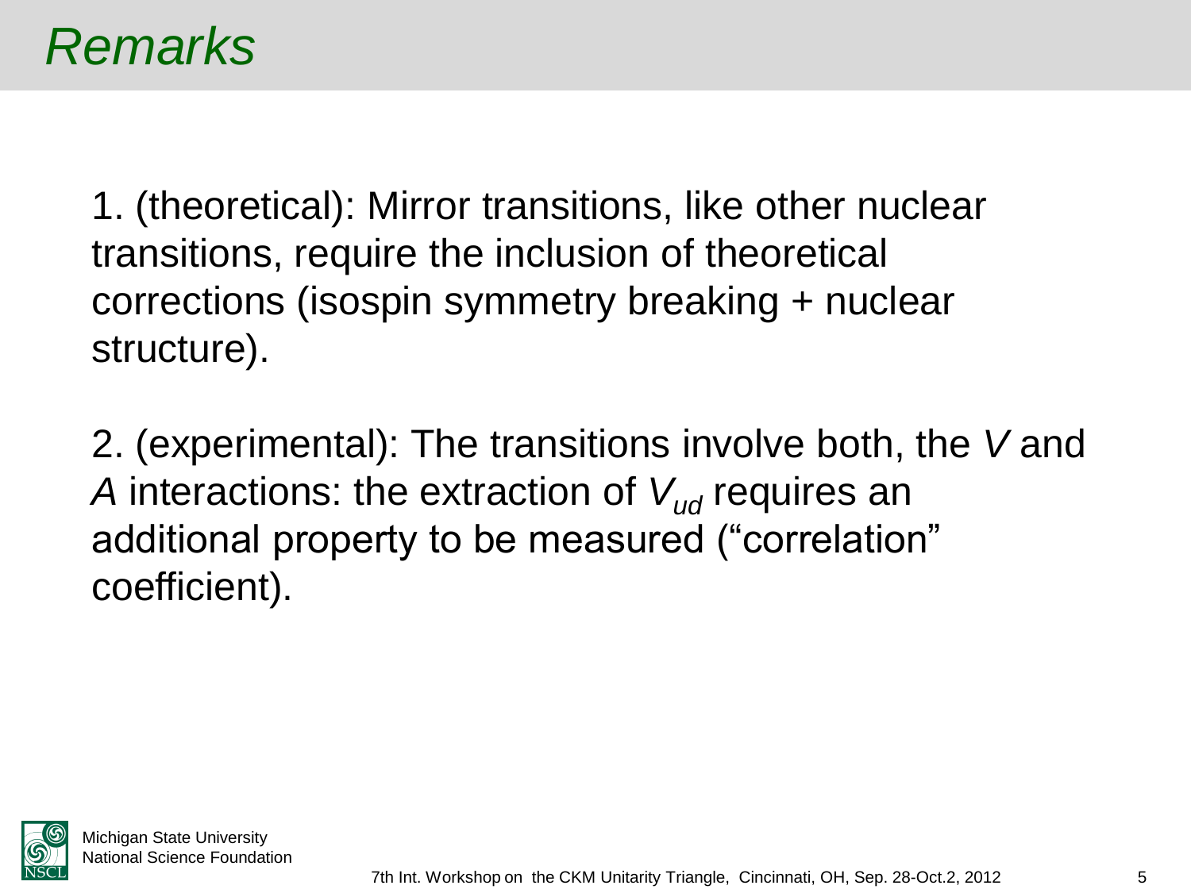# Remarks

1. (theoretical): Mirror transitions, like other nuclear transitions, require the inclusion of theoretical corrections (isospin symmetry breaking + nuclear structure).

2. (experimental): The transitions involve both, the $V$ and $A$ interactions: the extraction of $V_{ud}$ requires an additional property to be measured ("correlation" coefficient).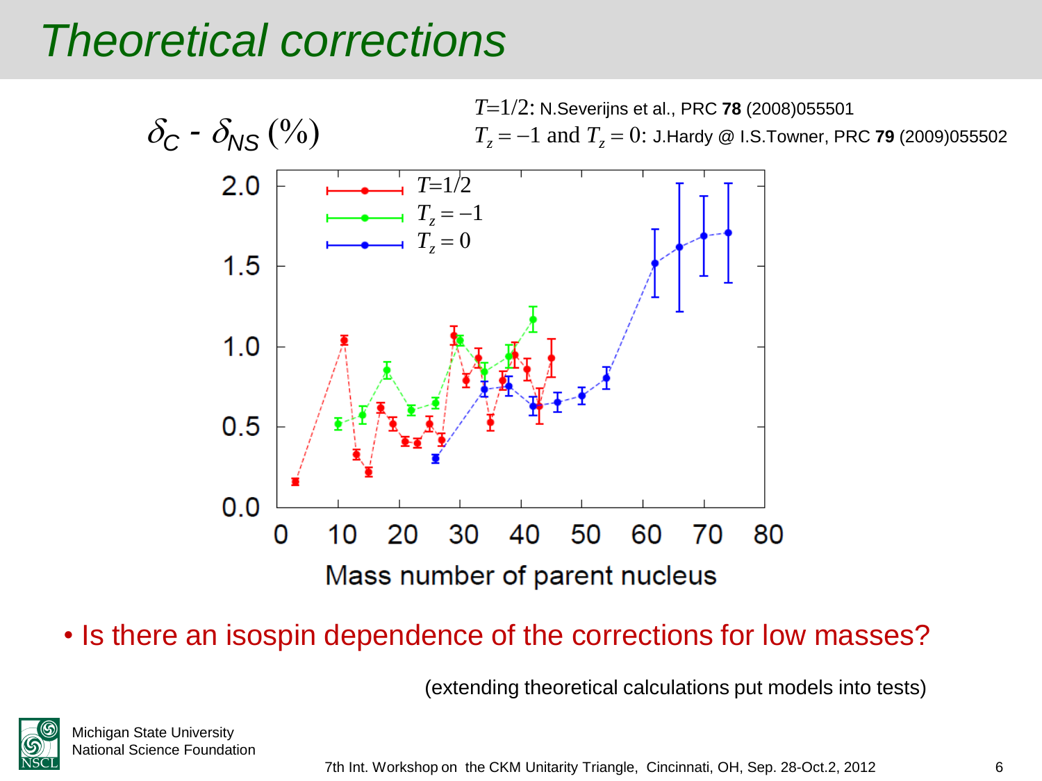# *Theoretical corrections*

$\delta_C$ - $\delta_{NS}$ (%)

$T$=1/2: N.Severijns et al., PRC **78** (2008)055501

$T_z = -1$ and $T_z = 0$: J.Hardy @ I.S.Towner, PRC **79** (2009)055502

$T$=1/2

$T_z = -1$

$T_z = 0$

2.0

1.5

1.0

0.5

0.0

0 10 20 30 40 50 60 70 80

Mass number of parent nucleus

- Is there an isospin dependence of the corrections for low masses?

(extending theoretical calculations put models into tests)

Michigan State University
National Science Foundation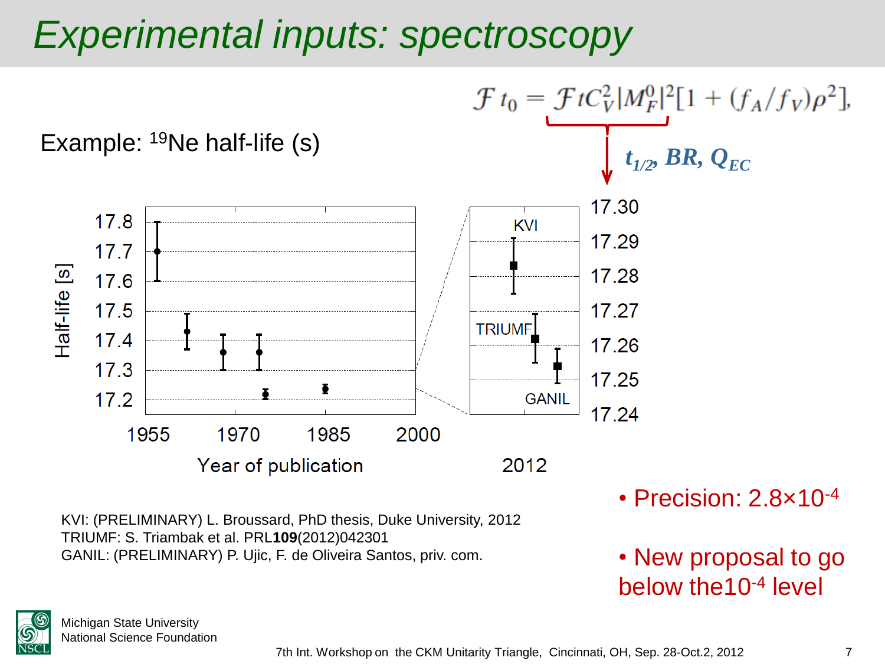# Experimental inputs: spectroscopy

$$\mathcal{F}t_0 = \mathcal{F}tC_V^2|M_F^0|^2[1 + (f_A/f_V)\rho^2],$$

$t_{1/2}$, $BR$, $Q_{EC}$

Example: $^{19}$Ne half-life (s)

Half-life [s]

17.8
17.7
17.6
17.5
17.4
17.3
17.2

1955
1970
1985
2000

Year of publication

KVI
TRIUMF
GANIL

17.30
17.29
17.28
17.27
17.26
17.25
17.24

2012

KVI: (PRELIMINARY) L. Broussard, PhD thesis, Duke University, 2012
TRIUMF: S. Triambak et al. PRL**109**(2012)042301
GANIL: (PRELIMINARY) P. Ujic, F. de Oliveira Santos, priv. com.

- Precision: $2.8\times10^{-4}$
- New proposal to go below the$10^{-4}$ level

Michigan State University
National Science Foundation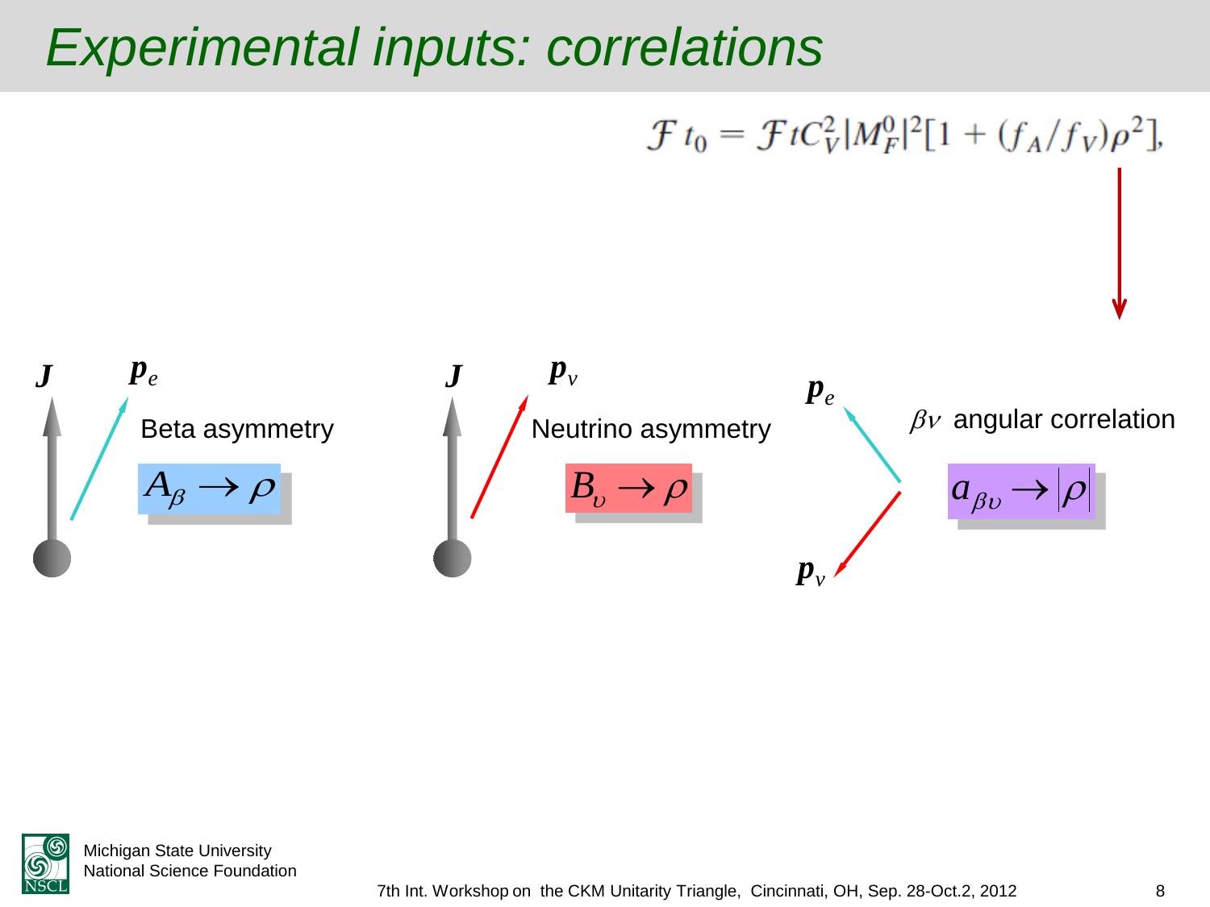# Experimental inputs: correlations

$$\mathcal{F}t_0 = \mathcal{F}tC_V^2|M_F^0|^2[1 + (f_A/f_V)\rho^2],$$

$J$ $\boldsymbol{p}_e$

Beta asymmetry

$A_\beta \rightarrow \rho$

$J$ $\boldsymbol{p}_\nu$

Neutrino asymmetry

$B_\upsilon \rightarrow \rho$

$\boldsymbol{p}_e$

$\boldsymbol{p}_\nu$

$\beta\nu$ angular correlation

$a_{\beta\upsilon} \rightarrow |\rho|$

Michigan State University
National Science Foundation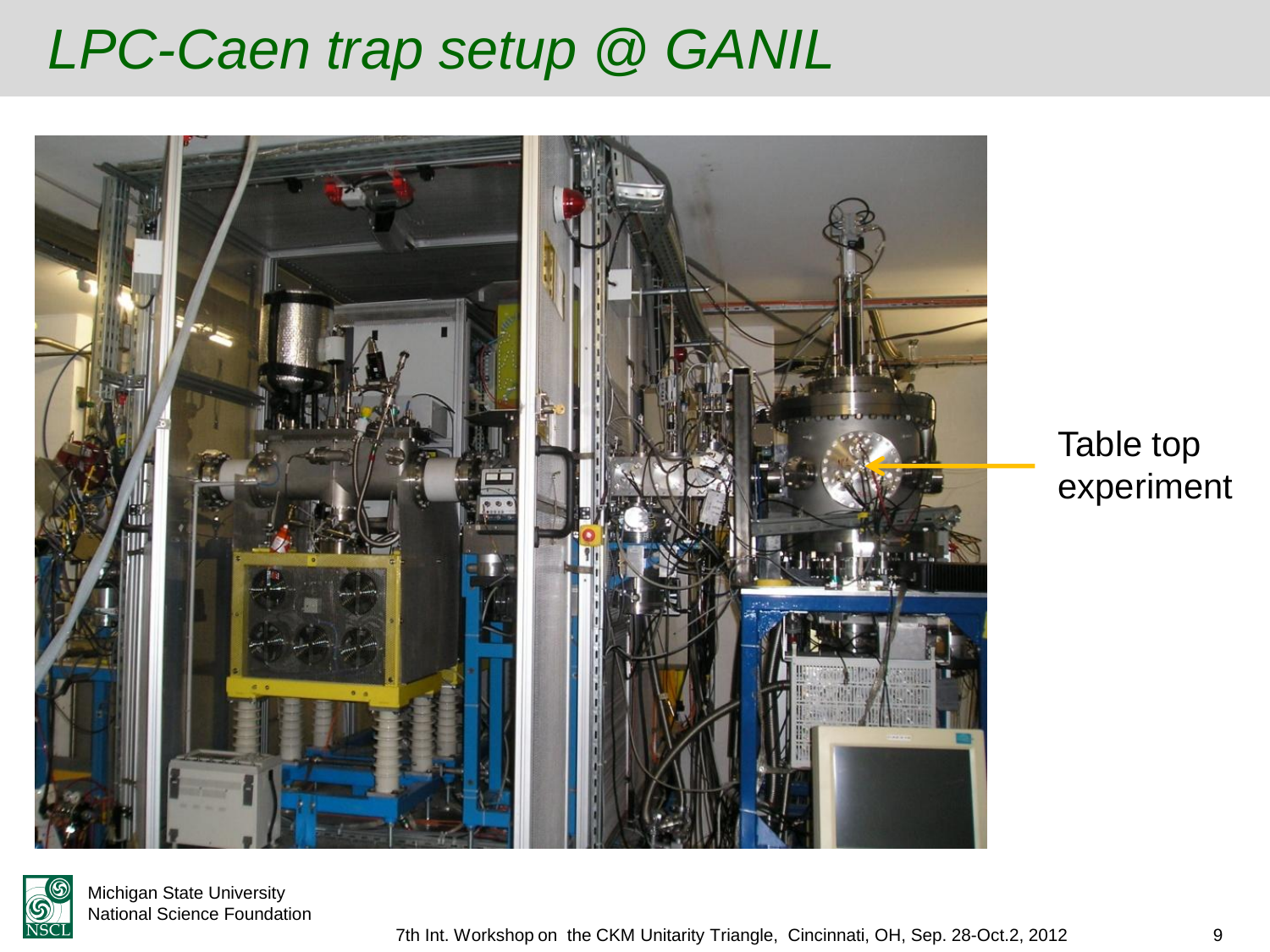# LPC-Caen trap setup @ GANIL

Table top experiment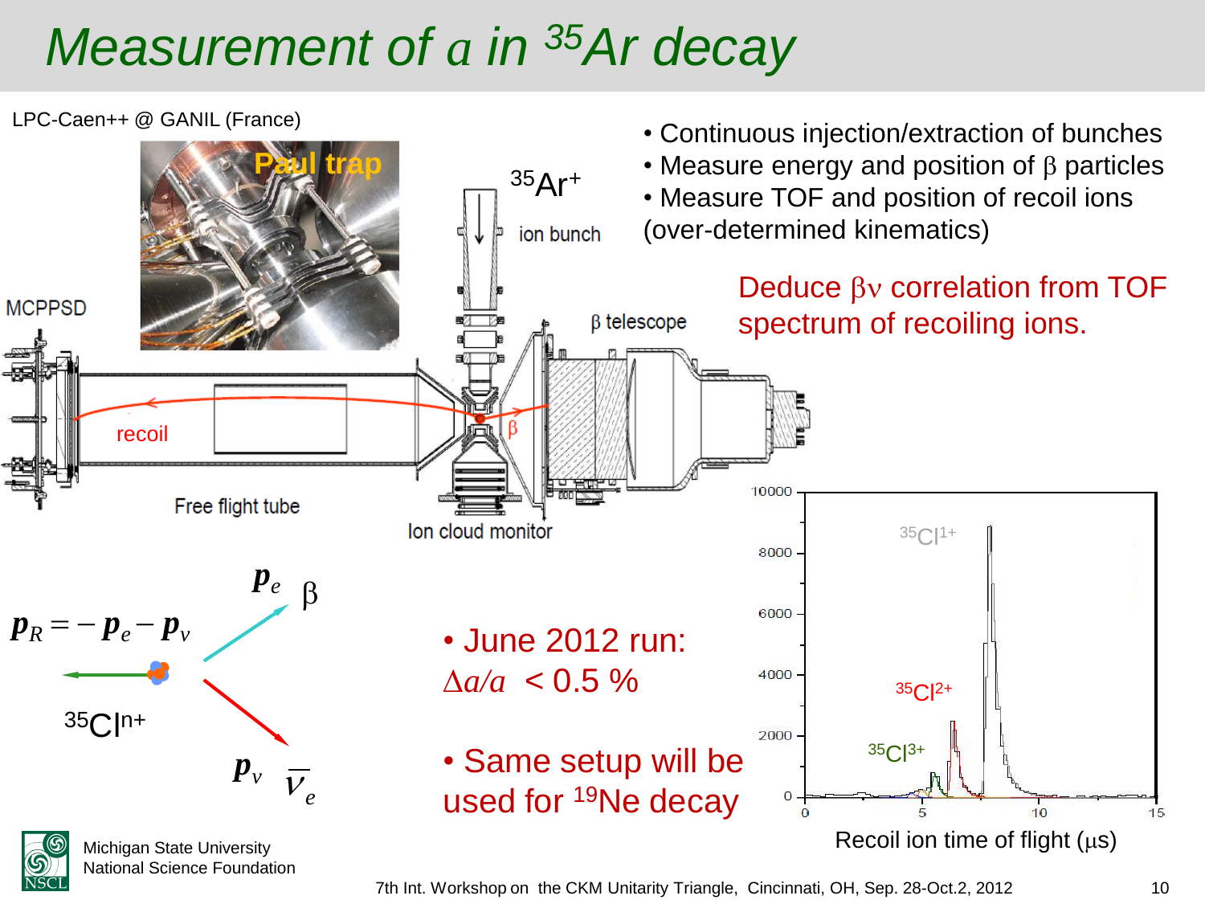# Measurement of *a* in $^{35}$Ar decay

LPC-Caen++ @ GANIL (France)

- Continuous injection/extraction of bunches
- Measure energy and position of $\beta$ particles
- Measure TOF and position of recoil ions (over-determined kinematics)

Deduce $\beta\nu$ correlation from TOF spectrum of recoiling ions.

Paul trap

$^{35}$Ar$^{+}$

ion bunch

MCPPSD

$\beta$ telescope

recoil

$\beta$

Free flight tube

Ion cloud monitor

$$\boldsymbol{p}_R = -\boldsymbol{p}_e - \boldsymbol{p}_\nu$$

$\boldsymbol{p}_e$ $\beta$

$^{35}$Cl$^{n+}$

$\boldsymbol{p}_\nu$ $\bar{\nu}_e$

- June 2012 run: $\Delta a/a < 0.5$ %
- Same setup will be used for $^{19}$Ne decay

10000

8000

6000

4000

2000

0

0

5

10

15

$^{35}$Cl$^{1+}$

$^{35}$Cl$^{2+}$

$^{35}$Cl$^{3+}$

Recoil ion time of flight ($\mu$s)

Michigan State University
National Science Foundation

NSCL

7th Int. Workshop on the CKM Unitarity Triangle, Cincinnati, OH, Sep. 28-Oct.2, 2012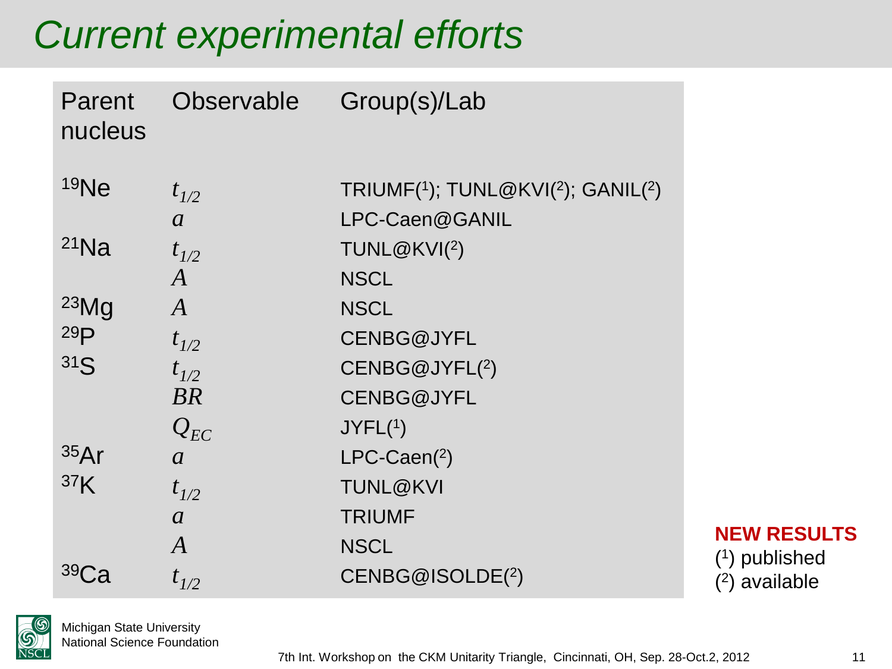# Current experimental efforts

| Parent nucleus | Observable | Group(s)/Lab |
|---|---|---|
| $^{19}$Ne | $t_{1/2}$ | TRIUMF(1); TUNL@KVI(2); GANIL(2) |
| | $a$ | LPC-Caen@GANIL |
| $^{21}$Na | $t_{1/2}$ | TUNL@KVI(2) |
| | $A$ | NSCL |
| $^{23}$Mg | $A$ | NSCL |
| $^{29}$P | $t_{1/2}$ | CENBG@JYFL |
| $^{31}$S | $t_{1/2}$ | CENBG@JYFL(2) |
| | $BR$ | CENBG@JYFL |
| | $Q_{EC}$ | JYFL(1) |
| $^{35}$Ar | $a$ | LPC-Caen(2) |
| $^{37}$K | $t_{1/2}$ | TUNL@KVI |
| | $a$ | TRIUMF |
| | $A$ | NSCL |
| $^{39}$Ca | $t_{1/2}$ | CENBG@ISOLDE(2) |

**NEW RESULTS**

(1) published

(2) available

Michigan State University
National Science Foundation

7th Int. Workshop on the CKM Unitarity Triangle, Cincinnati, OH, Sep. 28-Oct.2, 2012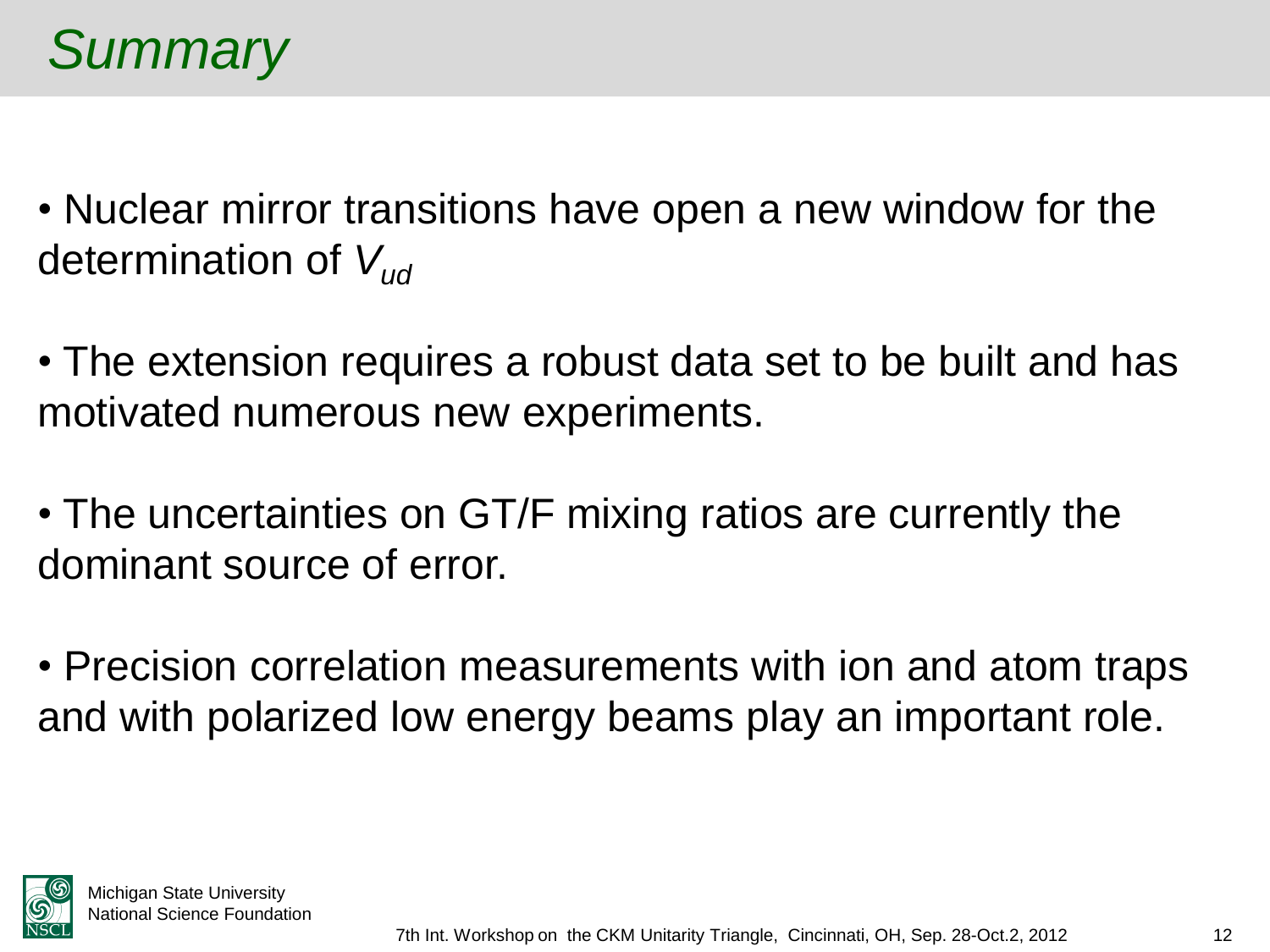# Summary

- Nuclear mirror transitions have open a new window for the determination of $V_{ud}$

- The extension requires a robust data set to be built and has motivated numerous new experiments.

- The uncertainties on GT/F mixing ratios are currently the dominant source of error.

- Precision correlation measurements with ion and atom traps and with polarized low energy beams play an important role.